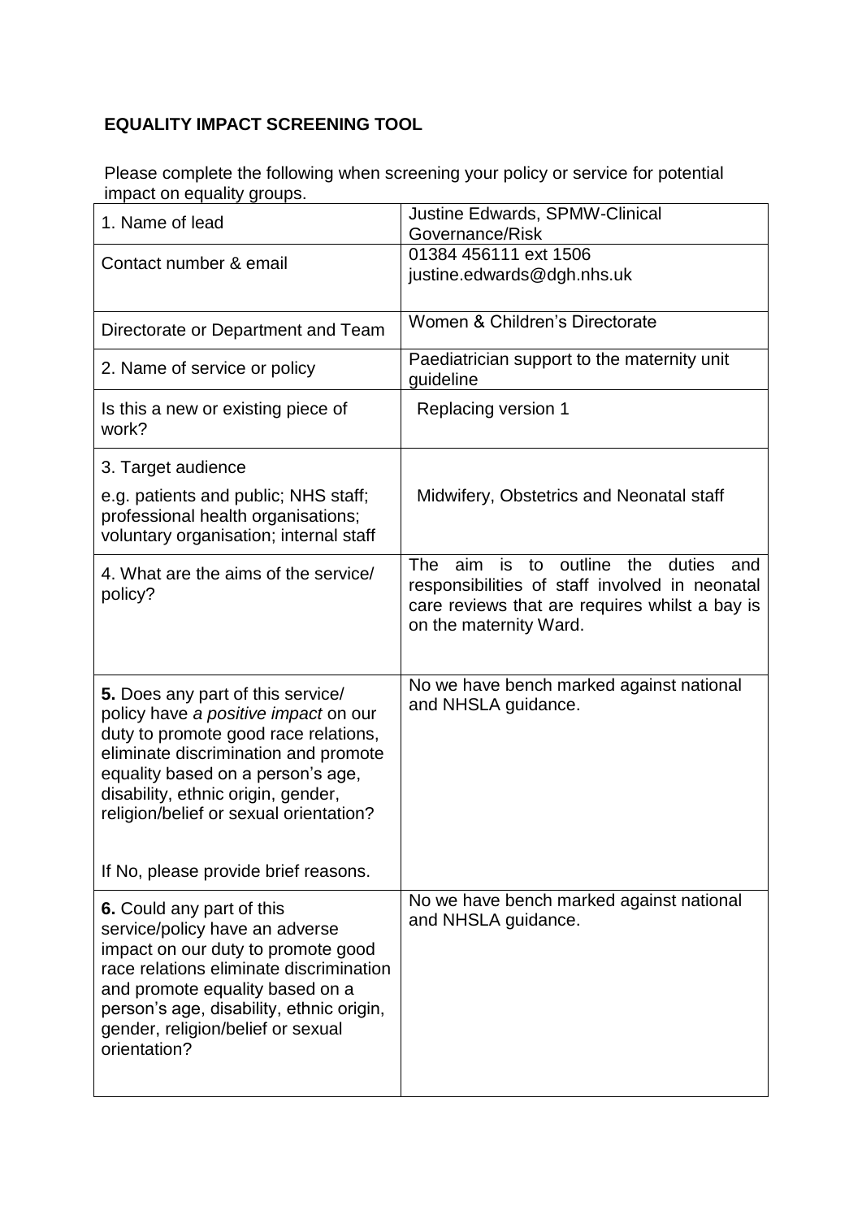## EQUALITY IMPACT SCREENING TOOL

Please complete the following when screening your policy or service for potential impact on equality groups.

| | |
|---|---|
| 1. Name of lead | Justine Edwards, SPMW-Clinical Governance/Risk |
| Contact number & email | 01384 456111 ext 1506<br>justine.edwards@dgh.nhs.uk |
| Directorate or Department and Team | Women & Children's Directorate |
| 2. Name of service or policy | Paediatrician support to the maternity unit guideline |
| Is this a new or existing piece of work? | Replacing version 1 |
| 3. Target audience<br>e.g. patients and public; NHS staff; professional health organisations; voluntary organisation; internal staff | Midwifery, Obstetrics and Neonatal staff |
| 4. What are the aims of the service/ policy? | The aim is to outline the duties and responsibilities of staff involved in neonatal care reviews that are requires whilst a bay is on the maternity Ward. |
| **5.** Does any part of this service/ policy have *a positive impact* on our duty to promote good race relations, eliminate discrimination and promote equality based on a person's age, disability, ethnic origin, gender, religion/belief or sexual orientation?<br><br>If No, please provide brief reasons. | No we have bench marked against national and NHSLA guidance. |
| **6.** Could any part of this service/policy have an adverse impact on our duty to promote good race relations eliminate discrimination and promote equality based on a person's age, disability, ethnic origin, gender, religion/belief or sexual orientation? | No we have bench marked against national and NHSLA guidance. |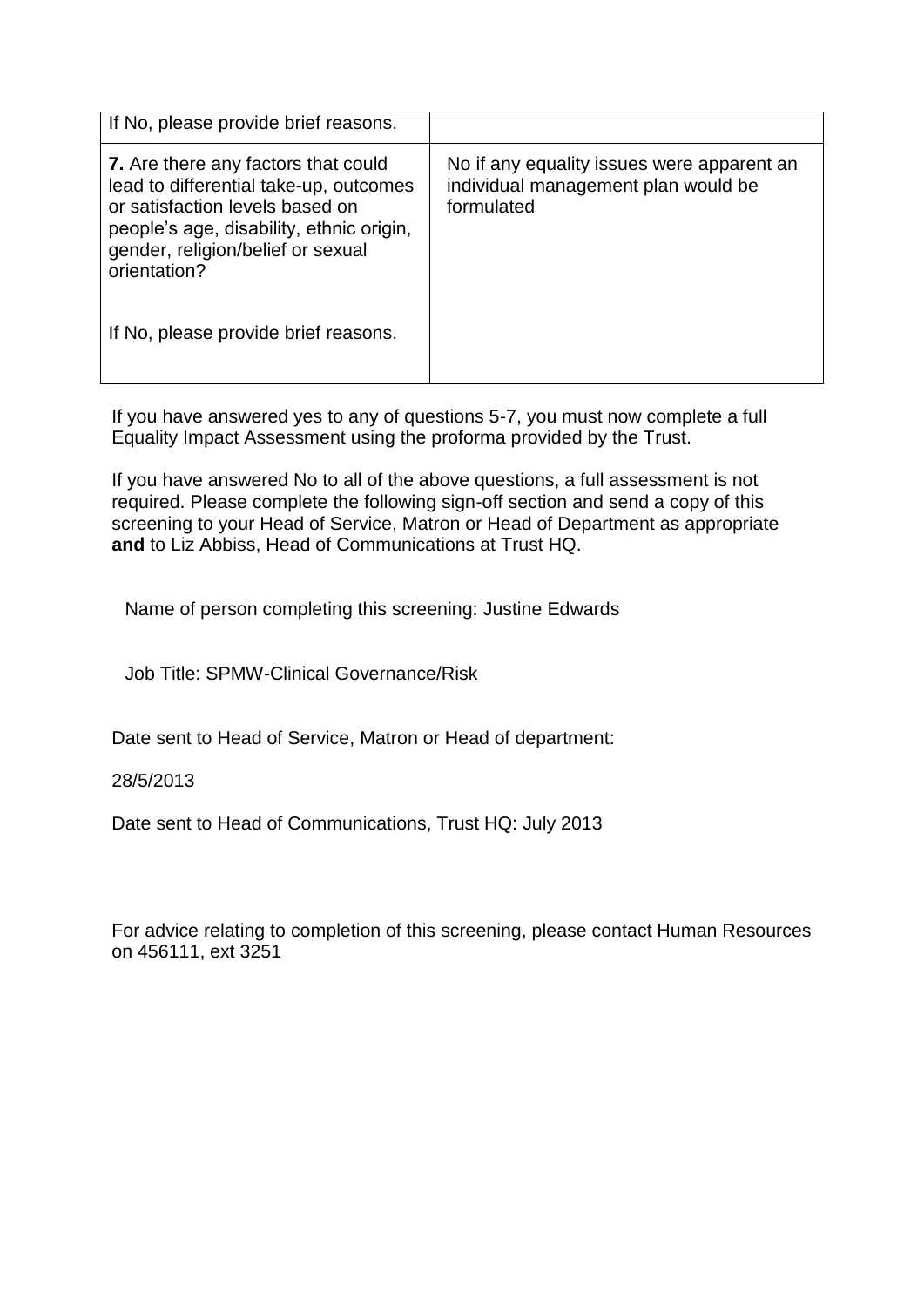| | |
|---|---|
| If No, please provide brief reasons. | |
| **7.** Are there any factors that could lead to differential take-up, outcomes or satisfaction levels based on people's age, disability, ethnic origin, gender, religion/belief or sexual orientation?<br><br>If No, please provide brief reasons. | No if any equality issues were apparent an individual management plan would be formulated |

If you have answered yes to any of questions 5-7, you must now complete a full Equality Impact Assessment using the proforma provided by the Trust.

If you have answered No to all of the above questions, a full assessment is not required. Please complete the following sign-off section and send a copy of this screening to your Head of Service, Matron or Head of Department as appropriate **and** to Liz Abbiss, Head of Communications at Trust HQ.

Name of person completing this screening: Justine Edwards

Job Title: SPMW-Clinical Governance/Risk

Date sent to Head of Service, Matron or Head of department:

28/5/2013

Date sent to Head of Communications, Trust HQ: July 2013

For advice relating to completion of this screening, please contact Human Resources on 456111, ext 3251